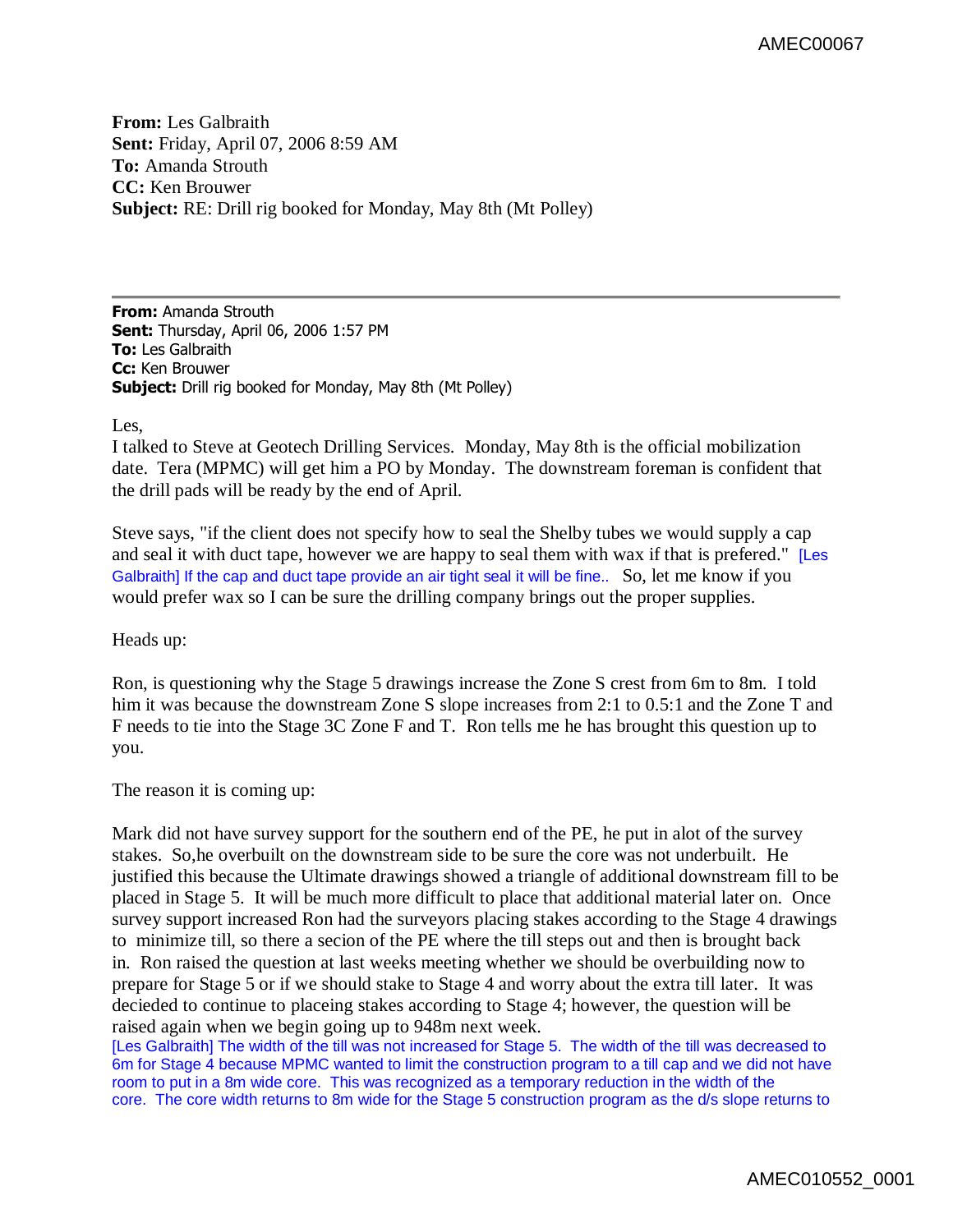**From:** Les Galbraith
**Sent:** Friday, April 07, 2006 8:59 AM
**To:** Amanda Strouth
**CC:** Ken Brouwer
**Subject:** RE: Drill rig booked for Monday, May 8th (Mt Polley)

---

**From:** Amanda Strouth
**Sent:** Thursday, April 06, 2006 1:57 PM
**To:** Les Galbraith
**Cc:** Ken Brouwer
**Subject:** Drill rig booked for Monday, May 8th (Mt Polley)

Les,
I talked to Steve at Geotech Drilling Services. Monday, May 8th is the official mobilization date. Tera (MPMC) will get him a PO by Monday. The downstream foreman is confident that the drill pads will be ready by the end of April.

Steve says, "if the client does not specify how to seal the Shelby tubes we would supply a cap and seal it with duct tape, however we are happy to seal them with wax if that is prefered." [Les Galbraith] If the cap and duct tape provide an air tight seal it will be fine.. So, let me know if you would prefer wax so I can be sure the drilling company brings out the proper supplies.

Heads up:

Ron, is questioning why the Stage 5 drawings increase the Zone S crest from 6m to 8m. I told him it was because the downstream Zone S slope increases from 2:1 to 0.5:1 and the Zone T and F needs to tie into the Stage 3C Zone F and T. Ron tells me he has brought this question up to you.

The reason it is coming up:

Mark did not have survey support for the southern end of the PE, he put in alot of the survey stakes. So,he overbuilt on the downstream side to be sure the core was not underbuilt. He justified this because the Ultimate drawings showed a triangle of additional downstream fill to be placed in Stage 5. It will be much more difficult to place that additional material later on. Once survey support increased Ron had the surveyors placing stakes according to the Stage 4 drawings to minimize till, so there a secion of the PE where the till steps out and then is brought back in. Ron raised the question at last weeks meeting whether we should be overbuilding now to prepare for Stage 5 or if we should stake to Stage 4 and worry about the extra till later. It was decieded to continue to placeing stakes according to Stage 4; however, the question will be raised again when we begin going up to 948m next week.
[Les Galbraith] The width of the till was not increased for Stage 5. The width of the till was decreased to 6m for Stage 4 because MPMC wanted to limit the construction program to a till cap and we did not have room to put in a 8m wide core. This was recognized as a temporary reduction in the width of the core. The core width returns to 8m wide for the Stage 5 construction program as the d/s slope returns to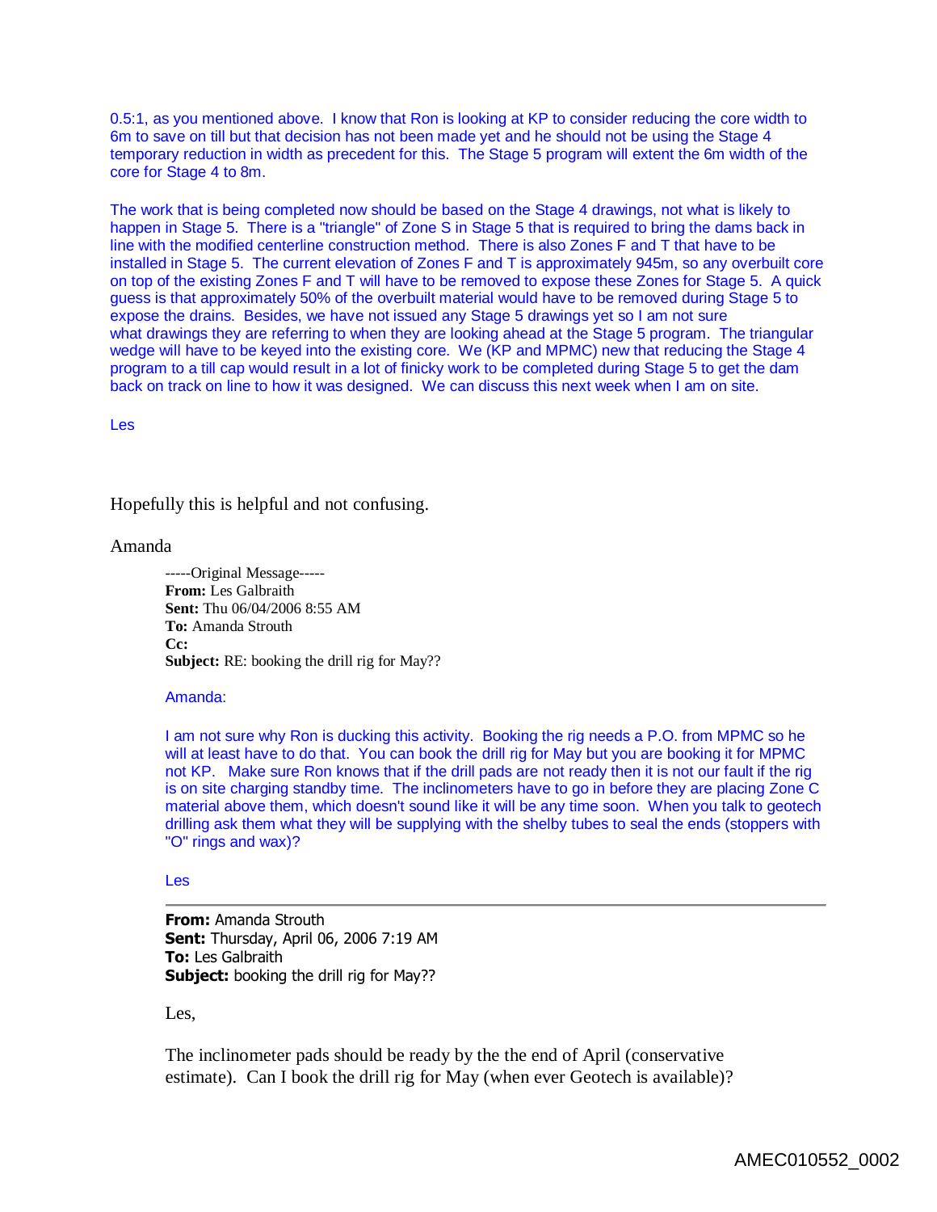0.5:1, as you mentioned above.  I know that Ron is looking at KP to consider reducing the core width to 6m to save on till but that decision has not been made yet and he should not be using the Stage 4 temporary reduction in width as precedent for this.  The Stage 5 program will extent the 6m width of the core for Stage 4 to 8m.

The work that is being completed now should be based on the Stage 4 drawings, not what is likely to happen in Stage 5.  There is a "triangle" of Zone S in Stage 5 that is required to bring the dams back in line with the modified centerline construction method.  There is also Zones F and T that have to be installed in Stage 5.  The current elevation of Zones F and T is approximately 945m, so any overbuilt core on top of the existing Zones F and T will have to be removed to expose these Zones for Stage 5.  A quick guess is that approximately 50% of the overbuilt material would have to be removed during Stage 5 to expose the drains.  Besides, we have not issued any Stage 5 drawings yet so I am not sure what drawings they are referring to when they are looking ahead at the Stage 5 program.  The triangular wedge will have to be keyed into the existing core.  We (KP and MPMC) new that reducing the Stage 4 program to a till cap would result in a lot of finicky work to be completed during Stage 5 to get the dam back on track on line to how it was designed.  We can discuss this next week when I am on site.

Les

Hopefully this is helpful and not confusing.

Amanda

-----Original Message-----
**From:** Les Galbraith
**Sent:** Thu 06/04/2006 8:55 AM
**To:** Amanda Strouth
**Cc:**
**Subject:** RE: booking the drill rig for May??

Amanda:

I am not sure why Ron is ducking this activity.  Booking the rig needs a P.O. from MPMC so he will at least have to do that.  You can book the drill rig for May but you are booking it for MPMC not KP.   Make sure Ron knows that if the drill pads are not ready then it is not our fault if the rig is on site charging standby time.  The inclinometers have to go in before they are placing Zone C material above them, which doesn't sound like it will be any time soon.  When you talk to geotech drilling ask them what they will be supplying with the shelby tubes to seal the ends (stoppers with "O" rings and wax)?

Les

---

**From:** Amanda Strouth
**Sent:** Thursday, April 06, 2006 7:19 AM
**To:** Les Galbraith
**Subject:** booking the drill rig for May??

Les,

The inclinometer pads should be ready by the the end of April (conservative estimate).  Can I book the drill rig for May (when ever Geotech is available)?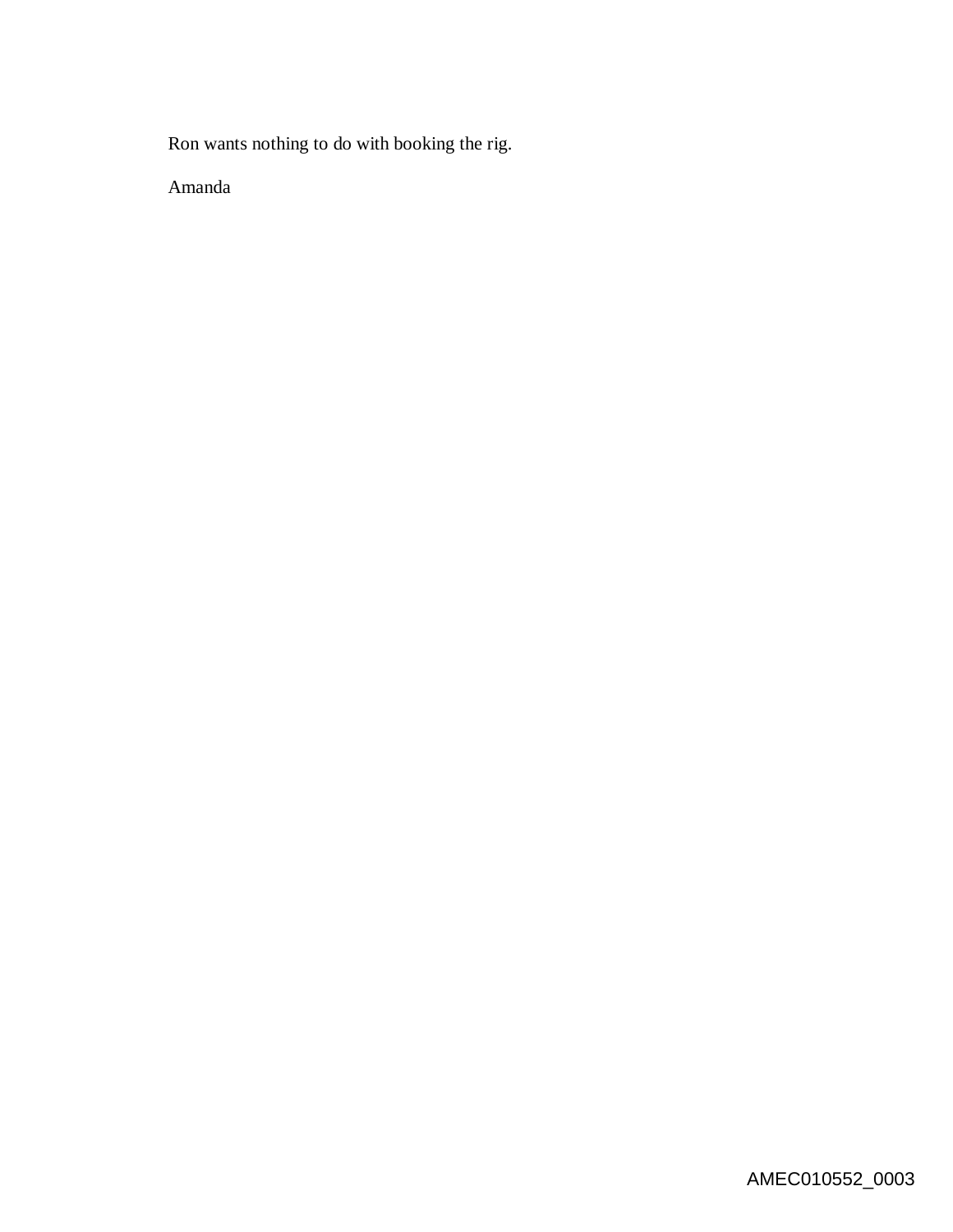Ron wants nothing to do with booking the rig.

Amanda